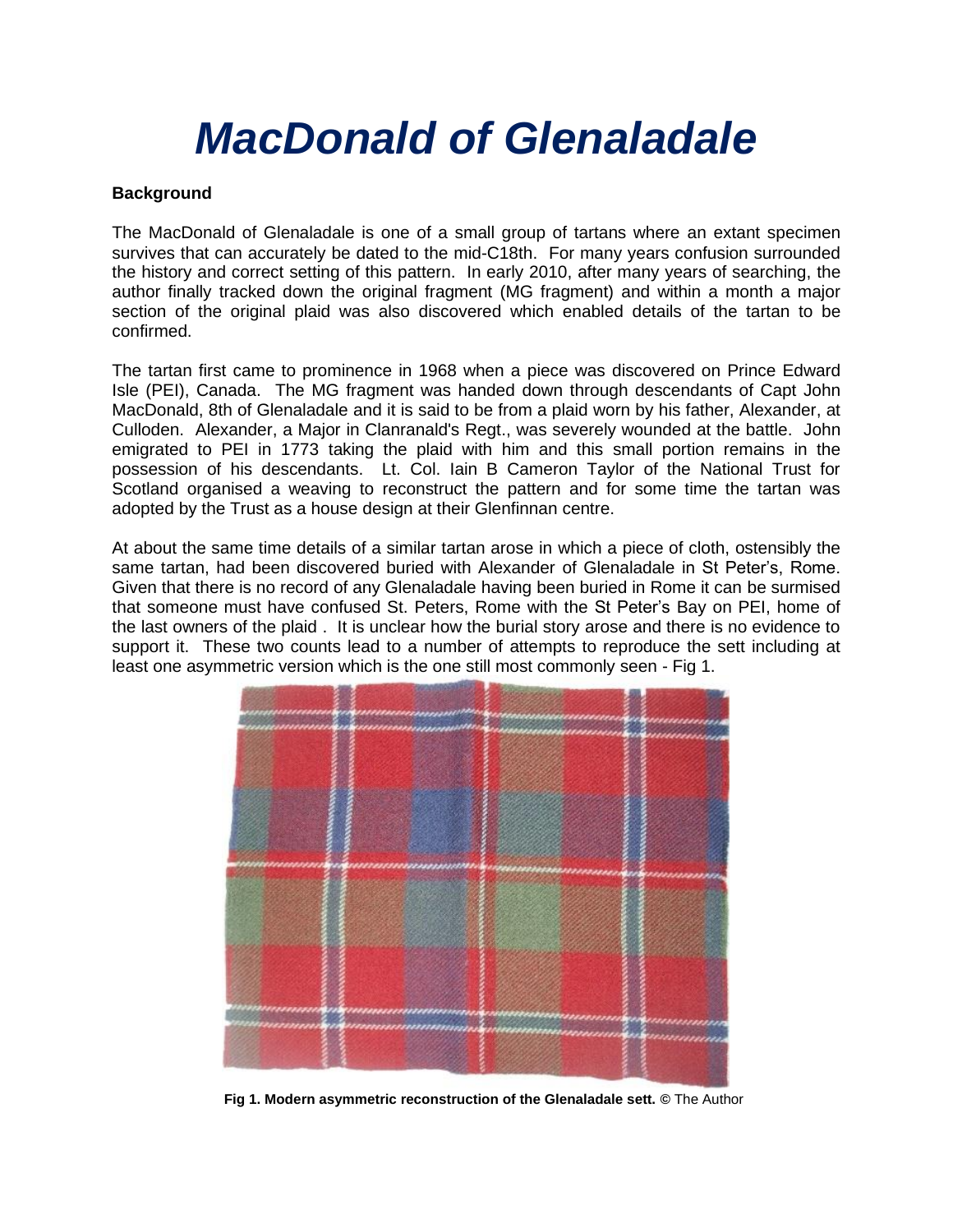# *MacDonald of Glenaladale*

**Background**

The MacDonald of Glenaladale is one of a small group of tartans where an extant specimen survives that can accurately be dated to the mid-C18th. For many years confusion surrounded the history and correct setting of this pattern. In early 2010, after many years of searching, the author finally tracked down the original fragment (MG fragment) and within a month a major section of the original plaid was also discovered which enabled details of the tartan to be confirmed.

The tartan first came to prominence in 1968 when a piece was discovered on Prince Edward Isle (PEI), Canada. The MG fragment was handed down through descendants of Capt John MacDonald, 8th of Glenaladale and it is said to be from a plaid worn by his father, Alexander, at Culloden. Alexander, a Major in Clanranald's Regt., was severely wounded at the battle. John emigrated to PEI in 1773 taking the plaid with him and this small portion remains in the possession of his descendants. Lt. Col. Iain B Cameron Taylor of the National Trust for Scotland organised a weaving to reconstruct the pattern and for some time the tartan was adopted by the Trust as a house design at their Glenfinnan centre.

At about the same time details of a similar tartan arose in which a piece of cloth, ostensibly the same tartan, had been discovered buried with Alexander of Glenaladale in St Peter's, Rome. Given that there is no record of any Glenaladale having been buried in Rome it can be surmised that someone must have confused St. Peters, Rome with the St Peter's Bay on PEI, home of the last owners of the plaid . It is unclear how the burial story arose and there is no evidence to support it. These two counts lead to a number of attempts to reproduce the sett including at least one asymmetric version which is the one still most commonly seen - Fig 1.

**Fig 1. Modern asymmetric reconstruction of the Glenaladale sett.** © The Author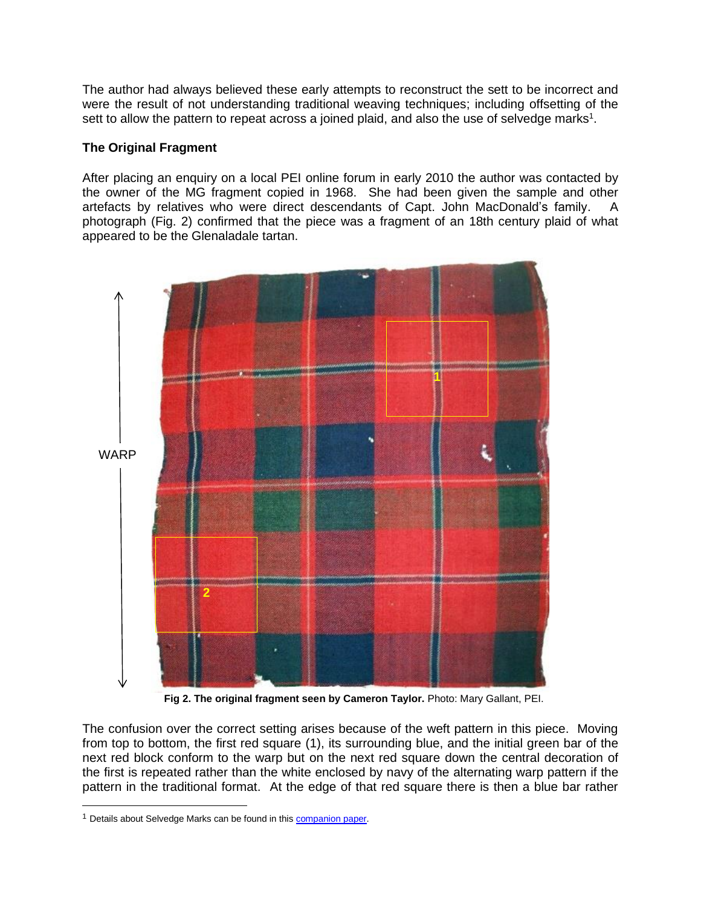The author had always believed these early attempts to reconstruct the sett to be incorrect and were the result of not understanding traditional weaving techniques; including offsetting of the sett to allow the pattern to repeat across a joined plaid, and also the use of selvedge marks[1].

**The Original Fragment**

After placing an enquiry on a local PEI online forum in early 2010 the author was contacted by the owner of the MG fragment copied in 1968. She had been given the sample and other artefacts by relatives who were direct descendants of Capt. John MacDonald's family. A photograph (Fig. 2) confirmed that the piece was a fragment of an 18th century plaid of what appeared to be the Glenaladale tartan.

**Fig 2. The original fragment seen by Cameron Taylor.** Photo: Mary Gallant, PEI.

The confusion over the correct setting arises because of the weft pattern in this piece. Moving from top to bottom, the first red square (1), its surrounding blue, and the initial green bar of the next red block conform to the warp but on the next red square down the central decoration of the first is repeated rather than the white enclosed by navy of the alternating warp pattern if the pattern in the traditional format. At the edge of that red square there is then a blue bar rather

[1] Details about Selvedge Marks can be found in this companion paper.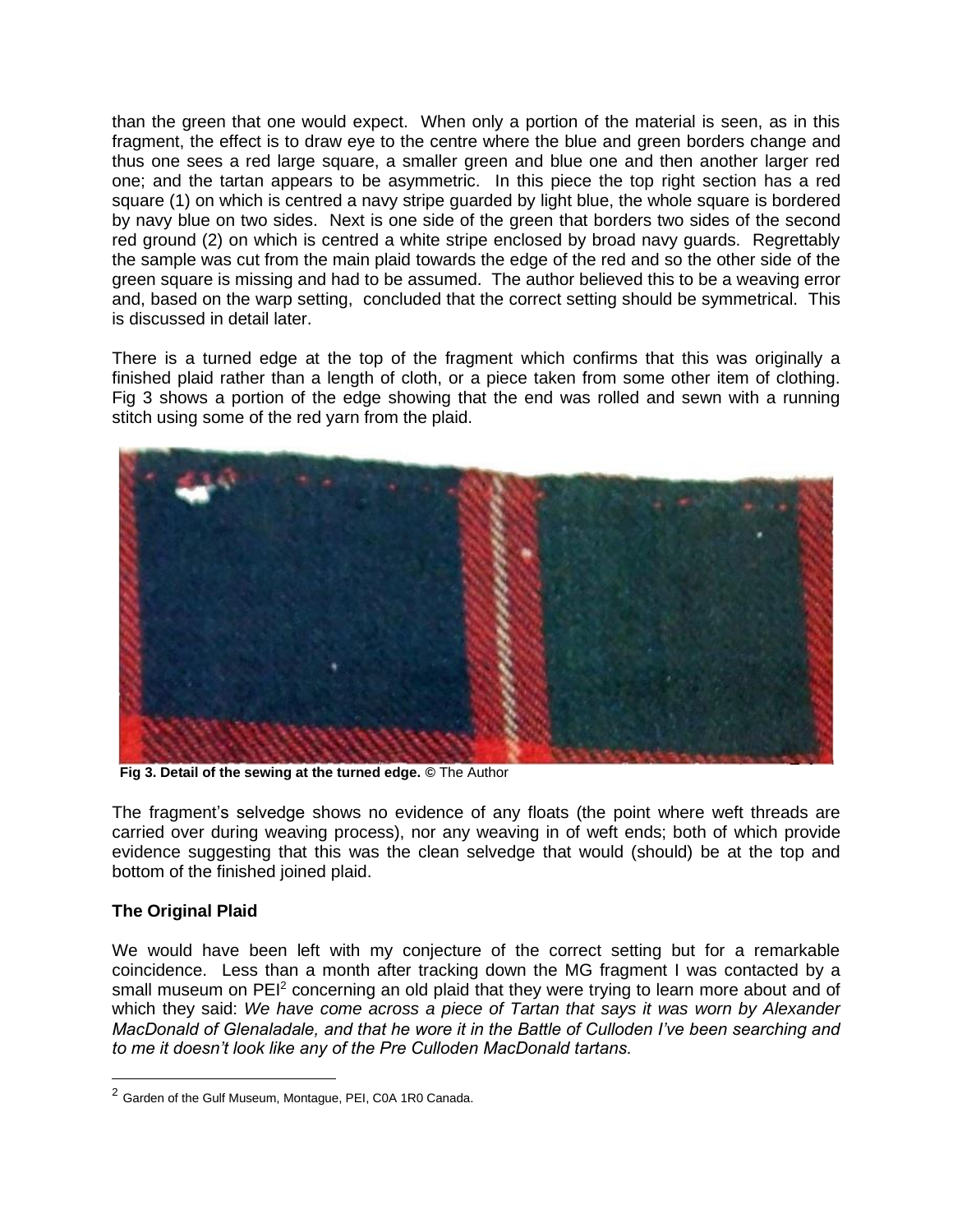than the green that one would expect. When only a portion of the material is seen, as in this fragment, the effect is to draw eye to the centre where the blue and green borders change and thus one sees a red large square, a smaller green and blue one and then another larger red one; and the tartan appears to be asymmetric. In this piece the top right section has a red square (1) on which is centred a navy stripe guarded by light blue, the whole square is bordered by navy blue on two sides. Next is one side of the green that borders two sides of the second red ground (2) on which is centred a white stripe enclosed by broad navy guards. Regrettably the sample was cut from the main plaid towards the edge of the red and so the other side of the green square is missing and had to be assumed. The author believed this to be a weaving error and, based on the warp setting, concluded that the correct setting should be symmetrical. This is discussed in detail later.

There is a turned edge at the top of the fragment which confirms that this was originally a finished plaid rather than a length of cloth, or a piece taken from some other item of clothing. Fig 3 shows a portion of the edge showing that the end was rolled and sewn with a running stitch using some of the red yarn from the plaid.

**Fig 3. Detail of the sewing at the turned edge.** © The Author

The fragment's selvedge shows no evidence of any floats (the point where weft threads are carried over during weaving process), nor any weaving in of weft ends; both of which provide evidence suggesting that this was the clean selvedge that would (should) be at the top and bottom of the finished joined plaid.

### The Original Plaid

We would have been left with my conjecture of the correct setting but for a remarkable coincidence. Less than a month after tracking down the MG fragment I was contacted by a small museum on PEI[2] concerning an old plaid that they were trying to learn more about and of which they said: *We have come across a piece of Tartan that says it was worn by Alexander MacDonald of Glenaladale, and that he wore it in the Battle of Culloden I've been searching and to me it doesn't look like any of the Pre Culloden MacDonald tartans.*

[2] Garden of the Gulf Museum, Montague, PEI, C0A 1R0 Canada.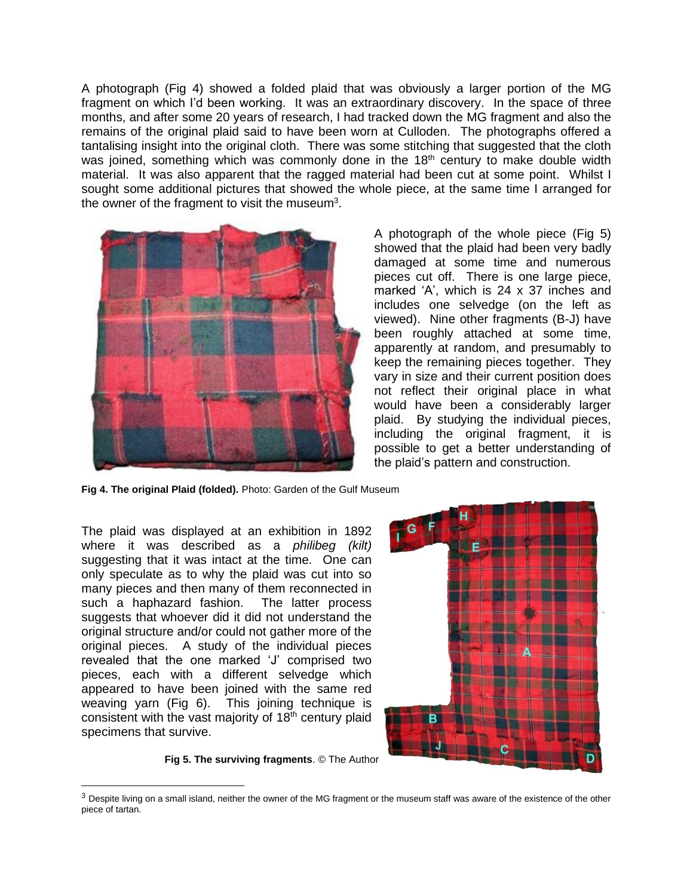A photograph (Fig 4) showed a folded plaid that was obviously a larger portion of the MG fragment on which I'd been working. It was an extraordinary discovery. In the space of three months, and after some 20 years of research, I had tracked down the MG fragment and also the remains of the original plaid said to have been worn at Culloden. The photographs offered a tantalising insight into the original cloth. There was some stitching that suggested that the cloth was joined, something which was commonly done in the 18th century to make double width material. It was also apparent that the ragged material had been cut at some point. Whilst I sought some additional pictures that showed the whole piece, at the same time I arranged for the owner of the fragment to visit the museum[3].

A photograph of the whole piece (Fig 5) showed that the plaid had been very badly damaged at some time and numerous pieces cut off. There is one large piece, marked 'A', which is 24 x 37 inches and includes one selvedge (on the left as viewed). Nine other fragments (B-J) have been roughly attached at some time, apparently at random, and presumably to keep the remaining pieces together. They vary in size and their current position does not reflect their original place in what would have been a considerably larger plaid. By studying the individual pieces, including the original fragment, it is possible to get a better understanding of the plaid's pattern and construction.

**Fig 4. The original Plaid (folded).** Photo: Garden of the Gulf Museum

The plaid was displayed at an exhibition in 1892 where it was described as a *philibeg (kilt)* suggesting that it was intact at the time. One can only speculate as to why the plaid was cut into so many pieces and then many of them reconnected in such a haphazard fashion. The latter process suggests that whoever did it did not understand the original structure and/or could not gather more of the original pieces. A study of the individual pieces revealed that the one marked 'J' comprised two pieces, each with a different selvedge which appeared to have been joined with the same red weaving yarn (Fig 6). This joining technique is consistent with the vast majority of 18th century plaid specimens that survive.

**Fig 5. The surviving fragments**. © The Author

[3] Despite living on a small island, neither the owner of the MG fragment or the museum staff was aware of the existence of the other piece of tartan.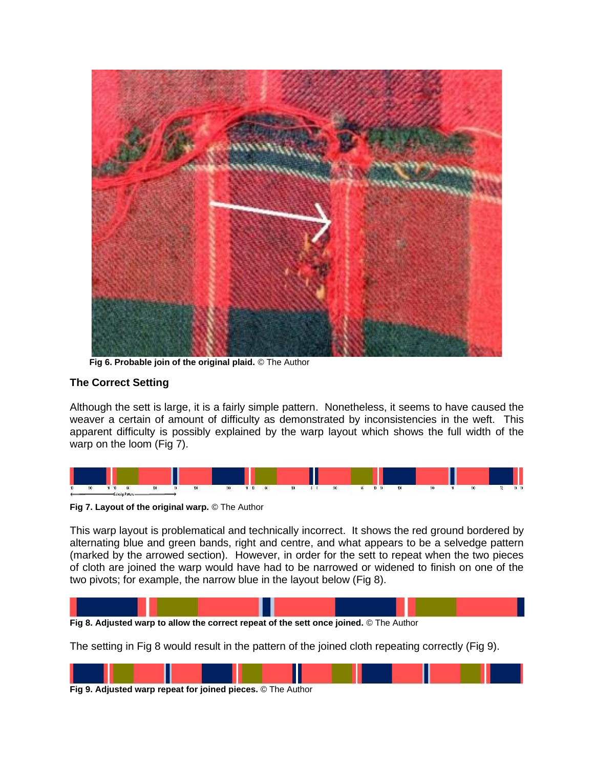Fig 6. **Probable join of the original plaid.** © The Author

## The Correct Setting

Although the sett is large, it is a fairly simple pattern. Nonetheless, it seems to have caused the weaver a certain of amount of difficulty as demonstrated by inconsistencies in the weft. This apparent difficulty is possibly explained by the warp layout which shows the full width of the warp on the loom (Fig 7).

**Fig 7. Layout of the original warp.** © The Author

This warp layout is problematical and technically incorrect. It shows the red ground bordered by alternating blue and green bands, right and centre, and what appears to be a selvedge pattern (marked by the arrowed section). However, in order for the sett to repeat when the two pieces of cloth are joined the warp would have had to be narrowed or widened to finish on one of the two pivots; for example, the narrow blue in the layout below (Fig 8).

**Fig 8. Adjusted warp to allow the correct repeat of the sett once joined.** © The Author

The setting in Fig 8 would result in the pattern of the joined cloth repeating correctly (Fig 9).

**Fig 9. Adjusted warp repeat for joined pieces.** © The Author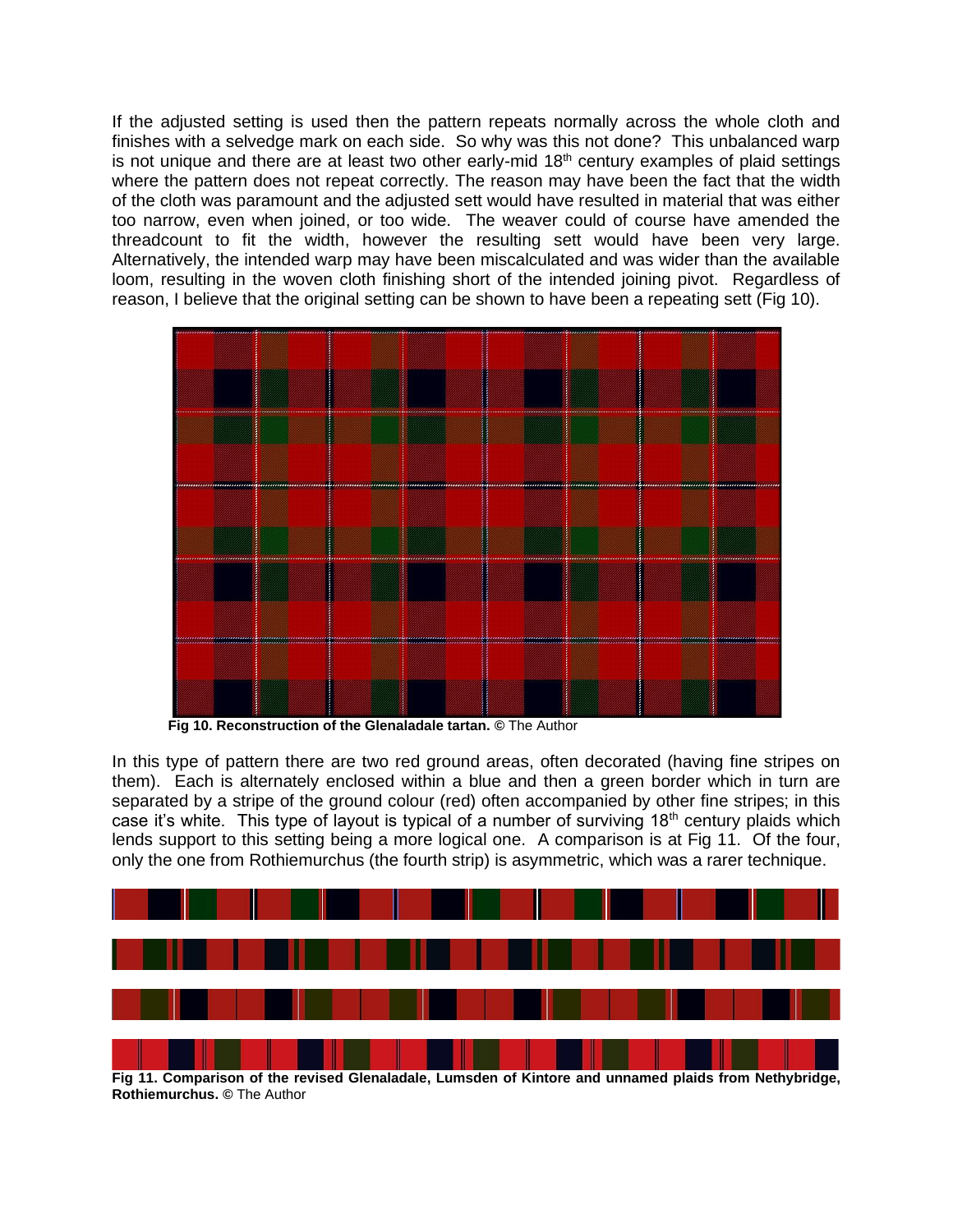If the adjusted setting is used then the pattern repeats normally across the whole cloth and finishes with a selvedge mark on each side. So why was this not done? This unbalanced warp is not unique and there are at least two other early-mid 18th century examples of plaid settings where the pattern does not repeat correctly. The reason may have been the fact that the width of the cloth was paramount and the adjusted sett would have resulted in material that was either too narrow, even when joined, or too wide. The weaver could of course have amended the threadcount to fit the width, however the resulting sett would have been very large. Alternatively, the intended warp may have been miscalculated and was wider than the available loom, resulting in the woven cloth finishing short of the intended joining pivot. Regardless of reason, I believe that the original setting can be shown to have been a repeating sett (Fig 10).

**Fig 10. Reconstruction of the Glenaladale tartan.** © The Author

In this type of pattern there are two red ground areas, often decorated (having fine stripes on them). Each is alternately enclosed within a blue and then a green border which in turn are separated by a stripe of the ground colour (red) often accompanied by other fine stripes; in this case it's white. This type of layout is typical of a number of surviving 18th century plaids which lends support to this setting being a more logical one. A comparison is at Fig 11. Of the four, only the one from Rothiemurchus (the fourth strip) is asymmetric, which was a rarer technique.

**Fig 11. Comparison of the revised Glenaladale, Lumsden of Kintore and unnamed plaids from Nethybridge, Rothiemurchus.** © The Author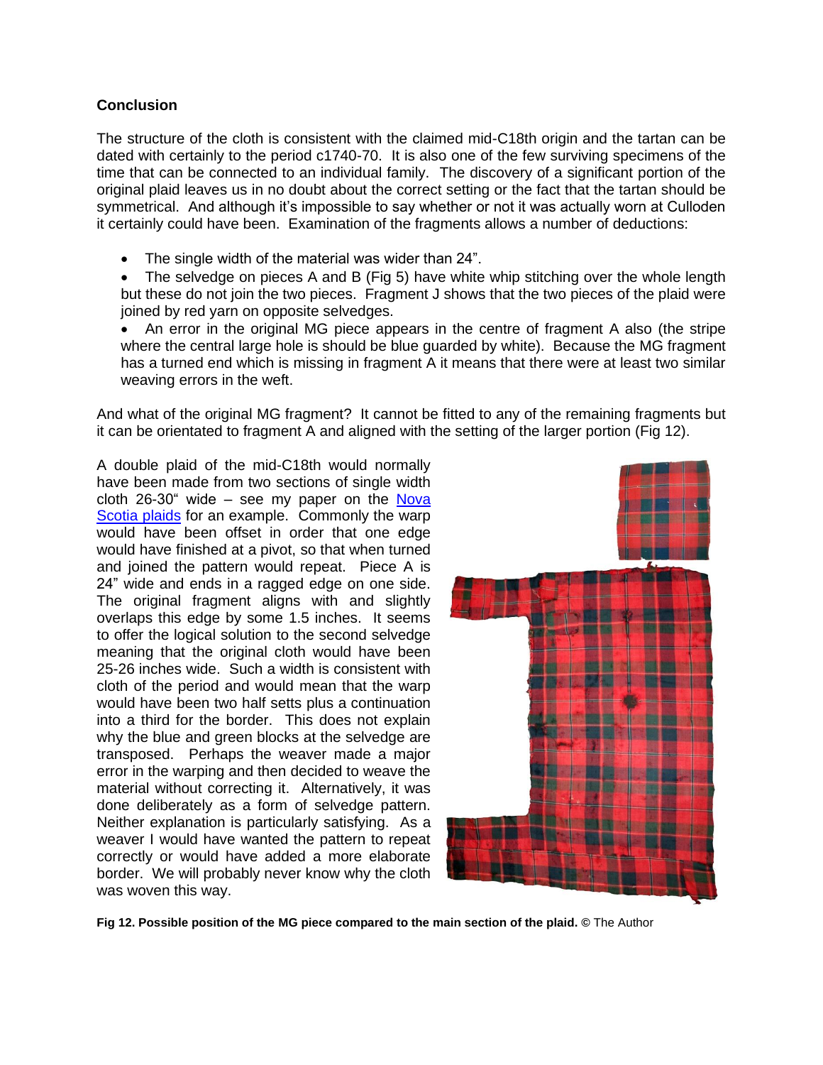## Conclusion

The structure of the cloth is consistent with the claimed mid-C18th origin and the tartan can be dated with certainly to the period c1740-70. It is also one of the few surviving specimens of the time that can be connected to an individual family. The discovery of a significant portion of the original plaid leaves us in no doubt about the correct setting or the fact that the tartan should be symmetrical. And although it's impossible to say whether or not it was actually worn at Culloden it certainly could have been. Examination of the fragments allows a number of deductions:

- The single width of the material was wider than 24".
- The selvedge on pieces A and B (Fig 5) have white whip stitching over the whole length but these do not join the two pieces. Fragment J shows that the two pieces of the plaid were joined by red yarn on opposite selvedges.
- An error in the original MG piece appears in the centre of fragment A also (the stripe where the central large hole is should be blue guarded by white). Because the MG fragment has a turned end which is missing in fragment A it means that there were at least two similar weaving errors in the weft.

And what of the original MG fragment? It cannot be fitted to any of the remaining fragments but it can be orientated to fragment A and aligned with the setting of the larger portion (Fig 12).

A double plaid of the mid-C18th would normally have been made from two sections of single width cloth 26-30" wide – see my paper on the [Nova Scotia plaids]() for an example. Commonly the warp would have been offset in order that one edge would have finished at a pivot, so that when turned and joined the pattern would repeat. Piece A is 24" wide and ends in a ragged edge on one side. The original fragment aligns with and slightly overlaps this edge by some 1.5 inches. It seems to offer the logical solution to the second selvedge meaning that the original cloth would have been 25-26 inches wide. Such a width is consistent with cloth of the period and would mean that the warp would have been two half setts plus a continuation into a third for the border. This does not explain why the blue and green blocks at the selvedge are transposed. Perhaps the weaver made a major error in the warping and then decided to weave the material without correcting it. Alternatively, it was done deliberately as a form of selvedge pattern. Neither explanation is particularly satisfying. As a weaver I would have wanted the pattern to repeat correctly or would have added a more elaborate border. We will probably never know why the cloth was woven this way.

**Fig 12. Possible position of the MG piece compared to the main section of the plaid.** © The Author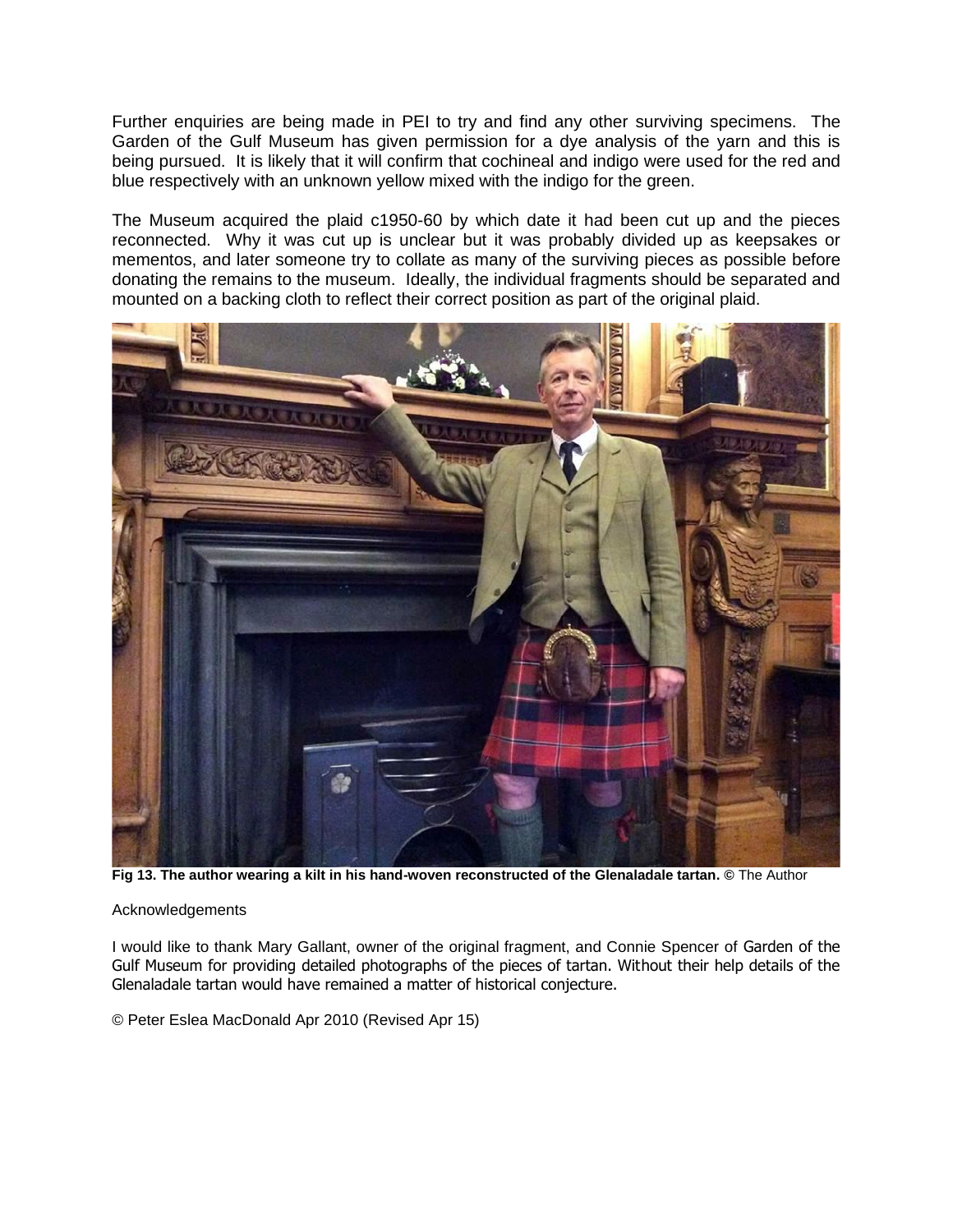Further enquiries are being made in PEI to try and find any other surviving specimens. The Garden of the Gulf Museum has given permission for a dye analysis of the yarn and this is being pursued. It is likely that it will confirm that cochineal and indigo were used for the red and blue respectively with an unknown yellow mixed with the indigo for the green.

The Museum acquired the plaid c1950-60 by which date it had been cut up and the pieces reconnected. Why it was cut up is unclear but it was probably divided up as keepsakes or mementos, and later someone try to collate as many of the surviving pieces as possible before donating the remains to the museum. Ideally, the individual fragments should be separated and mounted on a backing cloth to reflect their correct position as part of the original plaid.

**Fig 13. The author wearing a kilt in his hand-woven reconstructed of the Glenaladale tartan. ©** The Author

Acknowledgements

I would like to thank Mary Gallant, owner of the original fragment, and Connie Spencer of Garden of the Gulf Museum for providing detailed photographs of the pieces of tartan. Without their help details of the Glenaladale tartan would have remained a matter of historical conjecture.

© Peter Eslea MacDonald Apr 2010 (Revised Apr 15)